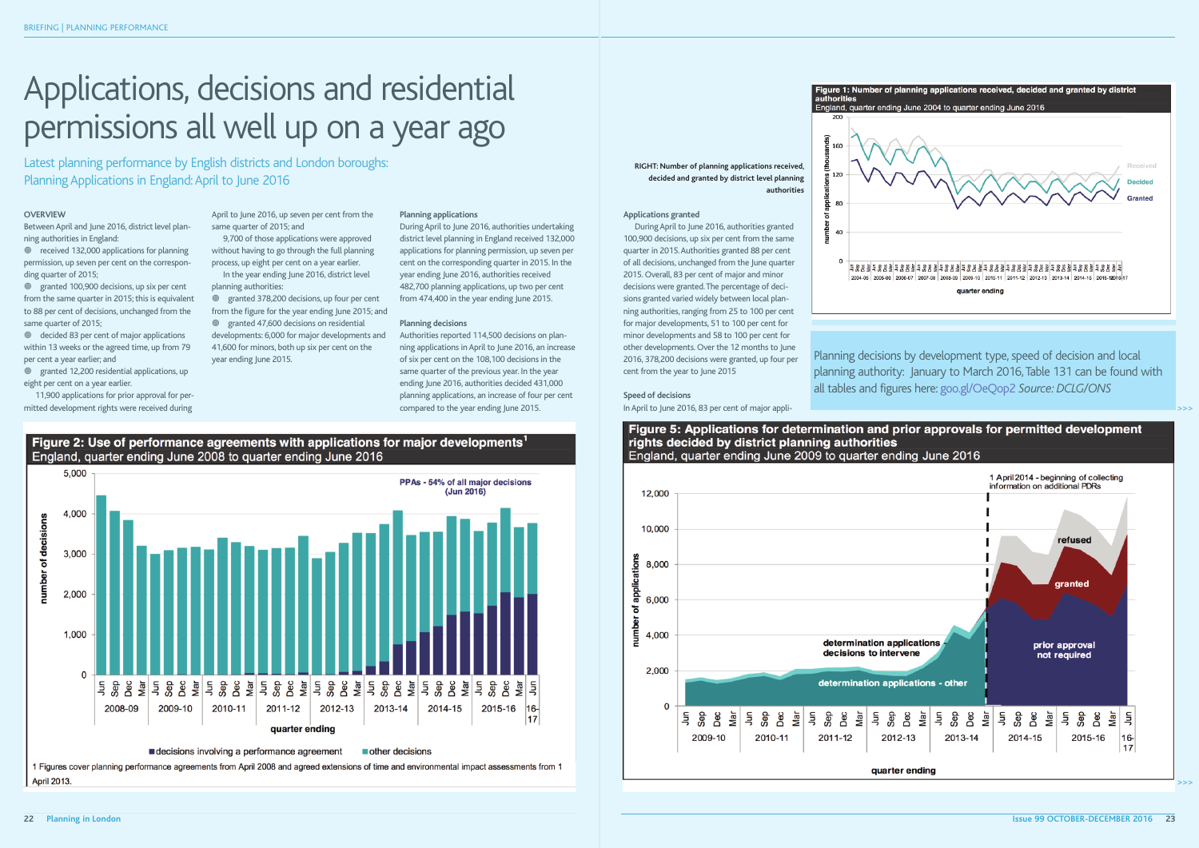# Applications, decisions and residential permissions all well up on a year ago

## Latest planning performance by English districts and London boroughs: Planning Applications in England: April to June 2016

### OVERVIEW

Between April and June 2016, district level planning authorities in England:

- received 132,000 applications for planning permission, up seven per cent on the corresponding quarter of 2015;
- granted 100,900 decisions, up six per cent from the same quarter in 2015; this is equivalent to 88 per cent of decisions, unchanged from the same quarter of 2015;
- decided 83 per cent of major applications within 13 weeks or the agreed time, up from 79 per cent a year earlier; and
- granted 12,200 residential applications, up eight per cent on a year earlier.

11,900 applications for prior approval for permitted development rights were received during April to June 2016, up seven per cent from the same quarter of 2015; and

9,700 of those applications were approved without having to go through the full planning process, up eight per cent on a year earlier.

In the year ending June 2016, district level planning authorities:

- granted 378,200 decisions, up four per cent from the figure for the year ending June 2015; and
- granted 47,600 decisions on residential developments: 6,000 for major developments and 41,600 for minors, both up six per cent on the year ending June 2015.

### Planning applications

During April to June 2016, authorities undertaking district level planning in England received 132,000 applications for planning permission, up seven per cent on the corresponding quarter in 2015. In the year ending June 2016, district level planning authorities received 482,700 planning applications, up two per cent from 474,400 in the year ending June 2015.

### Planning decisions

Authorities reported 114,500 decisions on planning applications in April to June 2016, an increase of six per cent on the 108,100 decisions in the same quarter of the previous year. In the year ending June 2016, authorities decided 431,000 planning applications, an increase of four per cent compared to the year ending June 2015.

**RIGHT: Number of planning applications received, decided and granted by district level planning authorities**

**Figure 1: Number of planning applications received, decided and granted by district authorities**
England, quarter ending June 2004 to quarter ending June 2016

### Applications granted

During April to June 2016, authorities granted 100,900 decisions, up six per cent from the same quarter in 2015. Authorities granted 88 per cent of all decisions, unchanged from the June quarter 2015. Overall, 83 per cent of major and minor decisions were granted. The percentage of decisions granted varied widely between local planning authorities, ranging from 25 to 100 per cent for major developments, 51 to 100 per cent for minor developments, and 58 to 100 per cent for other developments. Over the 12 months to June 2016, 378,200 decisions were granted, up four per cent from the year to June 2015

### Speed of decisions

In April to June 2016, 83 per cent of major appli-

Planning decisions by development type, speed of decision and local planning authority: January to March 2016, Table 131 can be found with all tables and figures here: goo.gl/OeQop2 *Source: DCLG/ONS*

**Figure 2: Use of performance agreements with applications for major developments[1]**
England, quarter ending June 2008 to quarter ending June 2016

1 Figures cover planning performance agreements from April 2008 and agreed extensions of time and environmental impact assessments from 1 April 2013.

**Figure 5: Applications for determination and prior approvals for permitted development rights decided by district planning authorities**
England, quarter ending June 2009 to quarter ending June 2016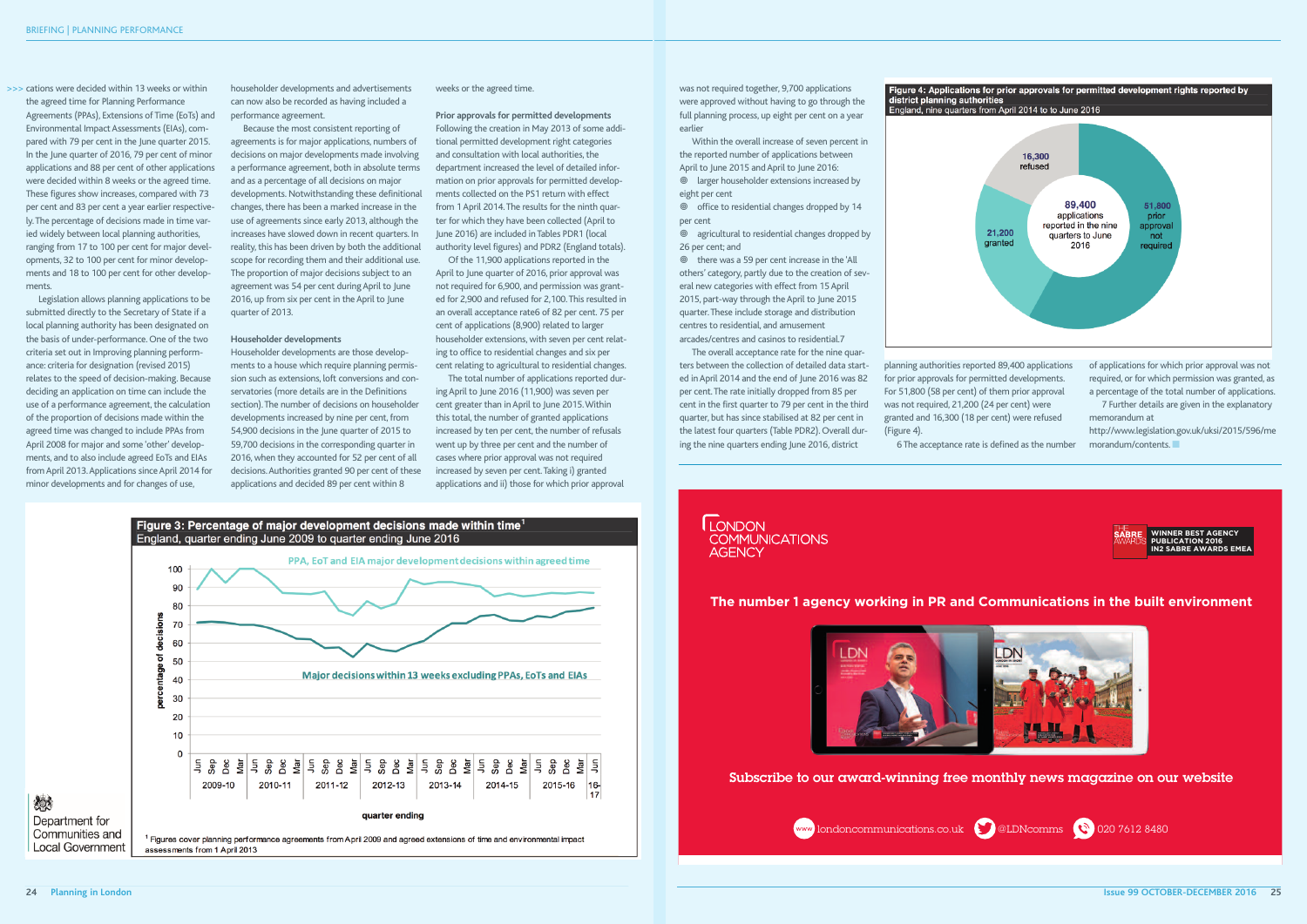cations were decided within 13 weeks or within the agreed time for Planning Performance Agreements (PPAs), Extensions of Time (EoTs) and Environmental Impact Assessments (EIAs), compared with 79 per cent in the June quarter 2015. In the June quarter of 2016, 79 per cent of minor applications and 88 per cent of other applications were decided within 8 weeks or the agreed time. These figures show increases, compared with 73 per cent and 83 per cent a year earlier respectively. The percentage of decisions made in time varied widely between local planning authorities, ranging from 17 to 100 per cent for major developments, 32 to 100 per cent for minor developments and 18 to 100 per cent for other developments.

Legislation allows planning applications to be submitted directly to the Secretary of State if a local planning authority has been designated on the basis of under-performance. One of the two criteria set out in Improving planning performance: criteria for designation (revised 2015) relates to the speed of decision-making. Because deciding an application on time can include the use of a performance agreement, the calculation of the proportion of decisions made within the agreed time was changed to include PPAs from April 2008 for major and some 'other' developments, and to also include agreed EoTs and EIAs from April 2013. Applications since April 2014 for minor developments and for changes of use, householder developments and advertisements can now also be recorded as having included a performance agreement.

Because the most consistent reporting of agreements is for major applications, numbers of decisions on major developments made involving a performance agreement, both in absolute terms and as a percentage of all decisions on major developments. Notwithstanding these definitional changes, there has been a marked increase in the use of agreements since early 2013, although the increases have slowed down in recent quarters. In reality, this has been driven by both the additional scope for recording them and their additional use. The proportion of major decisions subject to an agreement was 54 per cent during April to June 2016, up from six per cent in the April to June quarter of 2013.

### Householder developments

Householder developments are those developments to a house which require planning permission such as extensions, loft conversions and conservatories (more details are in the Definitions section). The number of decisions on householder developments increased by nine per cent, from 54,900 decisions in the June quarter of 2015 to 59,700 decisions in the corresponding quarter in 2016, when they accounted for 52 per cent of all decisions. Authorities granted 90 per cent of these applications and decided 89 per cent within 8 weeks or the agreed time.

### Prior approvals for permitted developments

Following the creation in May 2013 of some additional permitted development right categories and consultation with local authorities, the department increased the level of detailed information on prior approvals for permitted developments collected on the PS1 return with effect from 1 April 2014. The results for the ninth quarter for which they have been collected (April to June 2016) are included in Tables PDR1 (local authority level figures) and PDR2 (England totals).

Of the 11,900 applications reported in the April to June quarter of 2016, prior approval was not required for 6,900, and permission was granted for 2,900 and refused for 2,100. This resulted in an overall acceptance rate6 of 82 per cent. 75 per cent of applications (8,900) related to larger householder extensions, with seven per cent relating to office to residential changes and six per cent relating to agricultural to residential changes.

The total number of applications reported during April to June 2016 (11,900) was seven per cent greater than in April to June 2015. Within this total, the number of granted applications increased by ten per cent, the number of refusals went up by three per cent and the number of cases where prior approval was not required increased by seven per cent. Taking i) granted applications and ii) those for which prior approval was not required together, 9,700 applications were approved without having to go through the full planning process, up eight per cent on a year earlier

Within the overall increase of seven percent in the reported number of applications between April to June 2015 and April to June 2016:

- larger householder extensions increased by eight per cent
- office to residential changes dropped by 14 per cent
- agricultural to residential changes dropped by 26 per cent; and
- there was a 59 per cent increase in the 'All others' category, partly due to the creation of several new categories with effect from 15 April 2015, part-way through the April to June 2015 quarter. These include storage and distribution centres to residential, and amusement arcades/centres and casinos to residential.7

The overall acceptance rate for the nine quarters between the collection of detailed data started in April 2014 and the end of June 2016 was 82 per cent. The rate initially dropped from 85 per cent in the first quarter to 79 per cent in the third quarter, but has since stabilised at 82 per cent in the latest four quarters (Table PDR2). Overall during the nine quarters ending June 2016, district planning authorities reported 89,400 applications for prior approvals for permitted developments. For 51,800 (58 per cent) of them prior approval was not required, 21,200 (24 per cent) were granted and 16,300 (18 per cent) were refused (Figure 4).

6 The acceptance rate is defined as the number of applications for which prior approval was not required, or for which permission was granted, as a percentage of the total number of applications.

7 Further details are given in the explanatory memorandum at http://www.legislation.gov.uk/uksi/2015/596/memorandum/contents.

**Figure 4: Applications for prior approvals for permitted development rights reported by district planning authorities**
England, nine quarters from April 2014 to to June 2016

16,300 refused
21,200 granted
51,800 prior approval not required
89,400 applications reported in the nine quarters to June 2016

**Figure 3: Percentage of major development decisions made within time**[1]
England, quarter ending June 2009 to quarter ending June 2016

PPA, EoT and EIA major development decisions within agreed time
Major decisions within 13 weeks excluding PPAs, EoTs and EIAs
percentage of decisions
0 10 20 30 40 50 60 70 80 90 100
Jun Sep Dec Mar
2009-10 2010-11 2011-12 2012-13 2013-14 2014-15 2015-16 16-17
quarter ending

[1] Figures cover planning performance agreements from April 2009 and agreed extensions of time and environmental impact assessments from 1 April 2013

Department for Communities and Local Government

LONDON COMMUNICATIONS AGENCY

THE SABRE AWARDS WINNER BEST AGENCY PUBLICATION 2016 IN2 SABRE AWARDS EMEA

**The number 1 agency working in PR and Communications in the built environment**

**Subscribe to our award-winning free monthly news magazine on our website**

londoncommunications.co.uk @LDNcomms 020 7612 8480